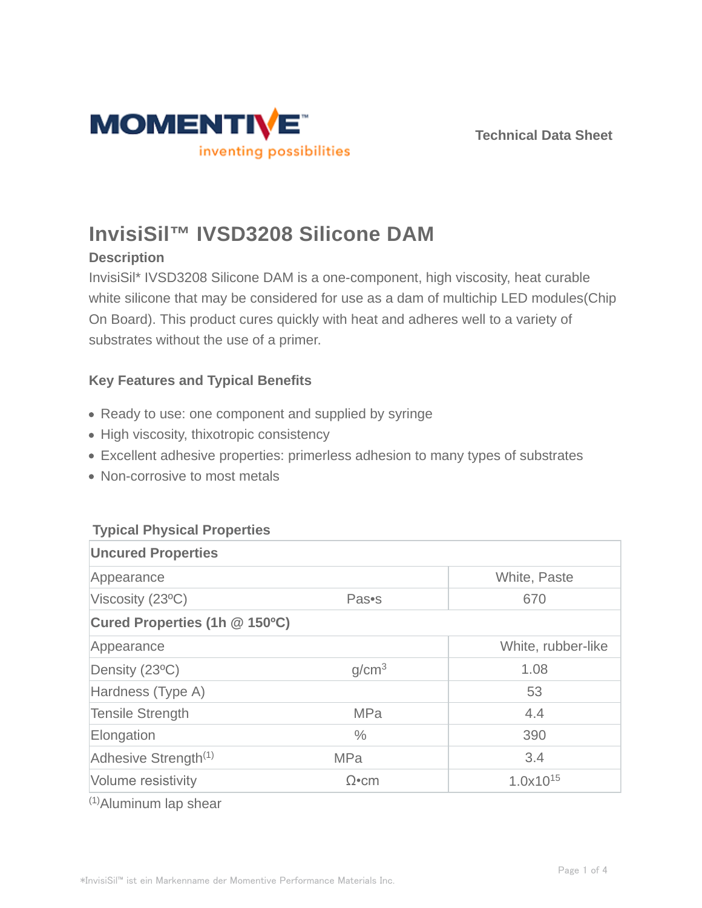MOMENTIVE™
inventing possibilities

Technical Data Sheet

# InvisiSil™ IVSD3208 Silicone DAM

### Description

InvisiSil* IVSD3208 Silicone DAM is a one-component, high viscosity, heat curable white silicone that may be considered for use as a dam of multichip LED modules(Chip On Board). This product cures quickly with heat and adheres well to a variety of substrates without the use of a primer.

### Key Features and Typical Benefits

- Ready to use: one component and supplied by syringe
- High viscosity, thixotropic consistency
- Excellent adhesive properties: primerless adhesion to many types of substrates
- Non-corrosive to most metals

### Typical Physical Properties

| **Uncured Properties** | | |
|---|---|---|
| Appearance | | White, Paste |
| Viscosity (23ºC) | Pas•s | 670 |
| **Cured Properties (1h @ 150ºC)** | | |
| Appearance | | White, rubber-like |
| Density (23ºC) | $g/cm^3$ | 1.08 |
| Hardness (Type A) | | 53 |
| Tensile Strength | MPa | 4.4 |
| Elongation | % | 390 |
| Adhesive Strength[1] | MPa | 3.4 |
| Volume resistivity | Ω•cm | $1.0x10^{15}$ |

[1]Aluminum lap shear

*InvisiSil™ ist ein Markenname der Momentive Performance Materials Inc.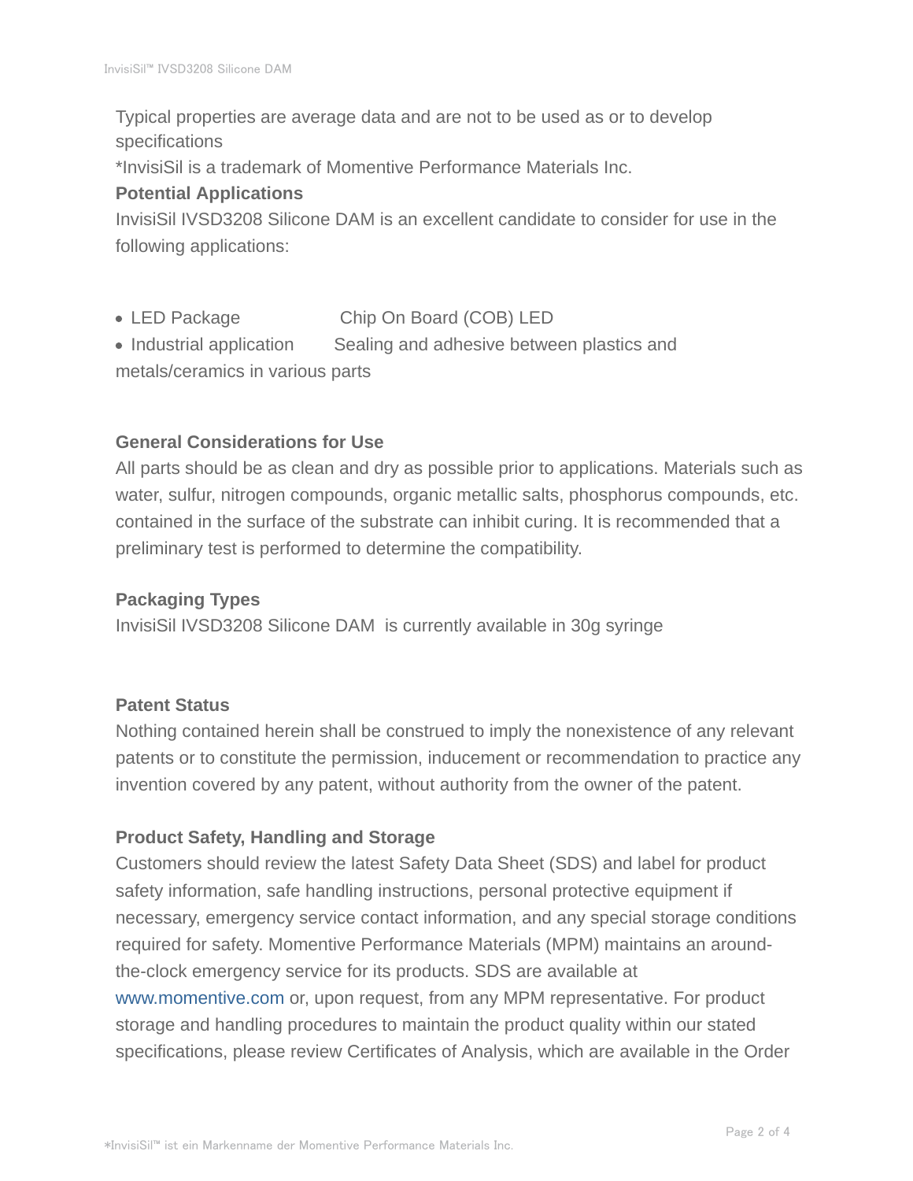Typical properties are average data and are not to be used as or to develop specifications

*InvisiSil is a trademark of Momentive Performance Materials Inc.

**Potential Applications**

InvisiSil IVSD3208 Silicone DAM is an excellent candidate to consider for use in the following applications:

- LED Package         Chip On Board (COB) LED
- Industrial application       Sealing and adhesive between plastics and metals/ceramics in various parts

**General Considerations for Use**

All parts should be as clean and dry as possible prior to applications. Materials such as water, sulfur, nitrogen compounds, organic metallic salts, phosphorus compounds, etc. contained in the surface of the substrate can inhibit curing. It is recommended that a preliminary test is performed to determine the compatibility.

**Packaging Types**

InvisiSil IVSD3208 Silicone DAM  is currently available in 30g syringe

**Patent Status**

Nothing contained herein shall be construed to imply the nonexistence of any relevant patents or to constitute the permission, inducement or recommendation to practice any invention covered by any patent, without authority from the owner of the patent.

**Product Safety, Handling and Storage**

Customers should review the latest Safety Data Sheet (SDS) and label for product safety information, safe handling instructions, personal protective equipment if necessary, emergency service contact information, and any special storage conditions required for safety. Momentive Performance Materials (MPM) maintains an around-the-clock emergency service for its products. SDS are available at www.momentive.com or, upon request, from any MPM representative. For product storage and handling procedures to maintain the product quality within our stated specifications, please review Certificates of Analysis, which are available in the Order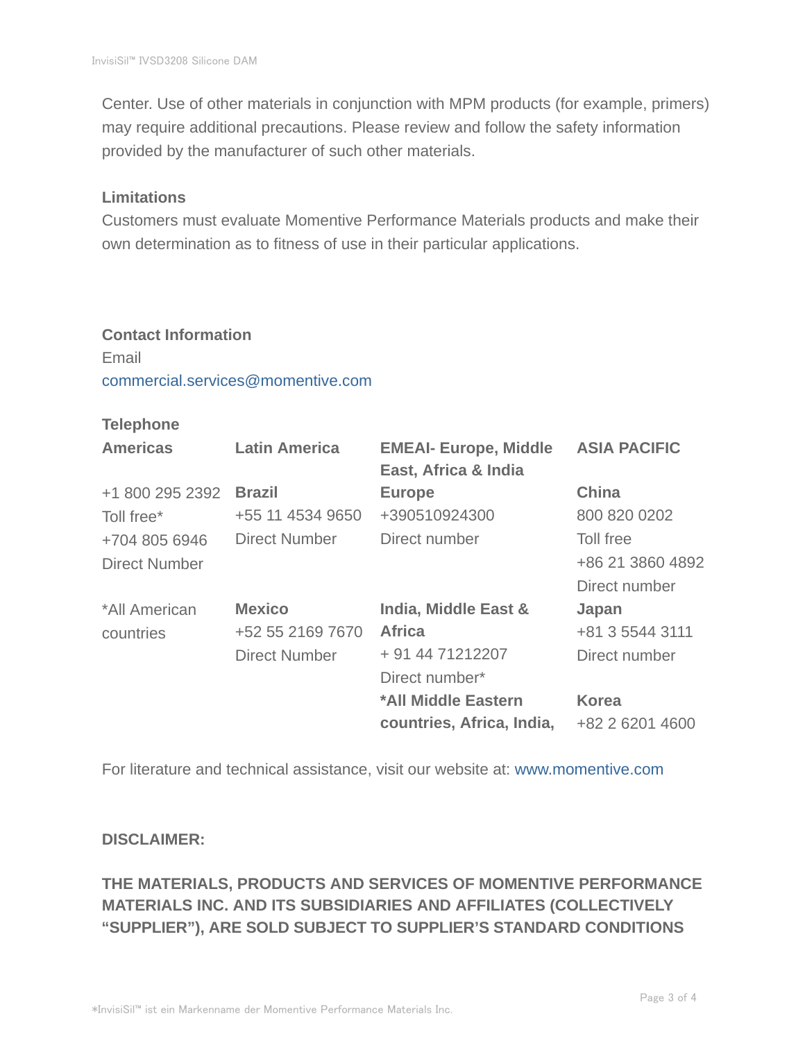Center. Use of other materials in conjunction with MPM products (for example, primers) may require additional precautions. Please review and follow the safety information provided by the manufacturer of such other materials.

**Limitations**

Customers must evaluate Momentive Performance Materials products and make their own determination as to fitness of use in their particular applications.

**Contact Information**

Email

commercial.services@momentive.com

**Telephone**

| **Americas** | **Latin America** | **EMEAI- Europe, Middle East, Africa & India** | **ASIA PACIFIC** |
|---|---|---|---|
| +1 800 295 2392<br>Toll free*<br>+704 805 6946<br>Direct Number | **Brazil**<br>+55 11 4534 9650<br>Direct Number | **Europe**<br>+390510924300<br>Direct number | **China**<br>800 820 0202<br>Toll free<br>+86 21 3860 4892<br>Direct number |
| *All American countries | **Mexico**<br>+52 55 2169 7670<br>Direct Number | **India, Middle East & Africa**<br>+ 91 44 71212207<br>Direct number* | **Japan**<br>+81 3 5544 3111<br>Direct number |
| | | ***All Middle Eastern countries, Africa, India,** | **Korea**<br>+82 2 6201 4600 |

For literature and technical assistance, visit our website at: www.momentive.com

**DISCLAIMER:**

**THE MATERIALS, PRODUCTS AND SERVICES OF MOMENTIVE PERFORMANCE MATERIALS INC. AND ITS SUBSIDIARIES AND AFFILIATES (COLLECTIVELY "SUPPLIER"), ARE SOLD SUBJECT TO SUPPLIER'S STANDARD CONDITIONS**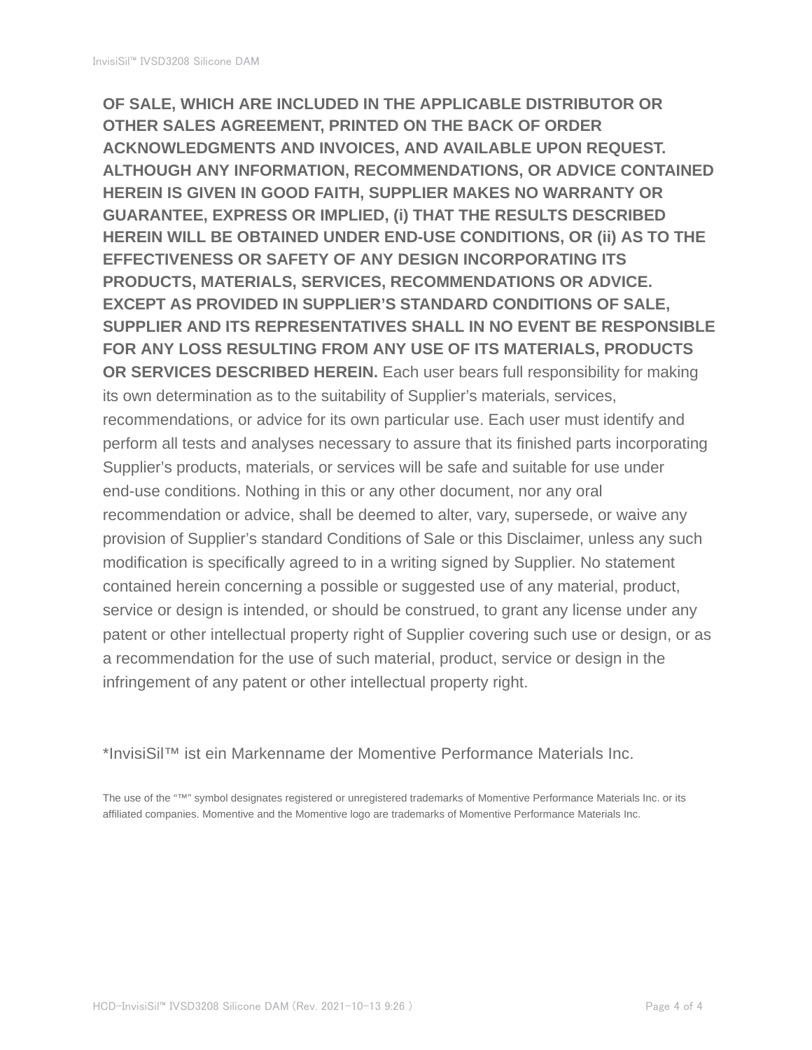**OF SALE, WHICH ARE INCLUDED IN THE APPLICABLE DISTRIBUTOR OR OTHER SALES AGREEMENT, PRINTED ON THE BACK OF ORDER ACKNOWLEDGMENTS AND INVOICES, AND AVAILABLE UPON REQUEST. ALTHOUGH ANY INFORMATION, RECOMMENDATIONS, OR ADVICE CONTAINED HEREIN IS GIVEN IN GOOD FAITH, SUPPLIER MAKES NO WARRANTY OR GUARANTEE, EXPRESS OR IMPLIED, (i) THAT THE RESULTS DESCRIBED HEREIN WILL BE OBTAINED UNDER END-USE CONDITIONS, OR (ii) AS TO THE EFFECTIVENESS OR SAFETY OF ANY DESIGN INCORPORATING ITS PRODUCTS, MATERIALS, SERVICES, RECOMMENDATIONS OR ADVICE. EXCEPT AS PROVIDED IN SUPPLIER'S STANDARD CONDITIONS OF SALE, SUPPLIER AND ITS REPRESENTATIVES SHALL IN NO EVENT BE RESPONSIBLE FOR ANY LOSS RESULTING FROM ANY USE OF ITS MATERIALS, PRODUCTS OR SERVICES DESCRIBED HEREIN.** Each user bears full responsibility for making its own determination as to the suitability of Supplier's materials, services, recommendations, or advice for its own particular use. Each user must identify and perform all tests and analyses necessary to assure that its finished parts incorporating Supplier's products, materials, or services will be safe and suitable for use under end-use conditions. Nothing in this or any other document, nor any oral recommendation or advice, shall be deemed to alter, vary, supersede, or waive any provision of Supplier's standard Conditions of Sale or this Disclaimer, unless any such modification is specifically agreed to in a writing signed by Supplier. No statement contained herein concerning a possible or suggested use of any material, product, service or design is intended, or should be construed, to grant any license under any patent or other intellectual property right of Supplier covering such use or design, or as a recommendation for the use of such material, product, service or design in the infringement of any patent or other intellectual property right.

*InvisiSil™ ist ein Markenname der Momentive Performance Materials Inc.

The use of the "™" symbol designates registered or unregistered trademarks of Momentive Performance Materials Inc. or its affiliated companies. Momentive and the Momentive logo are trademarks of Momentive Performance Materials Inc.